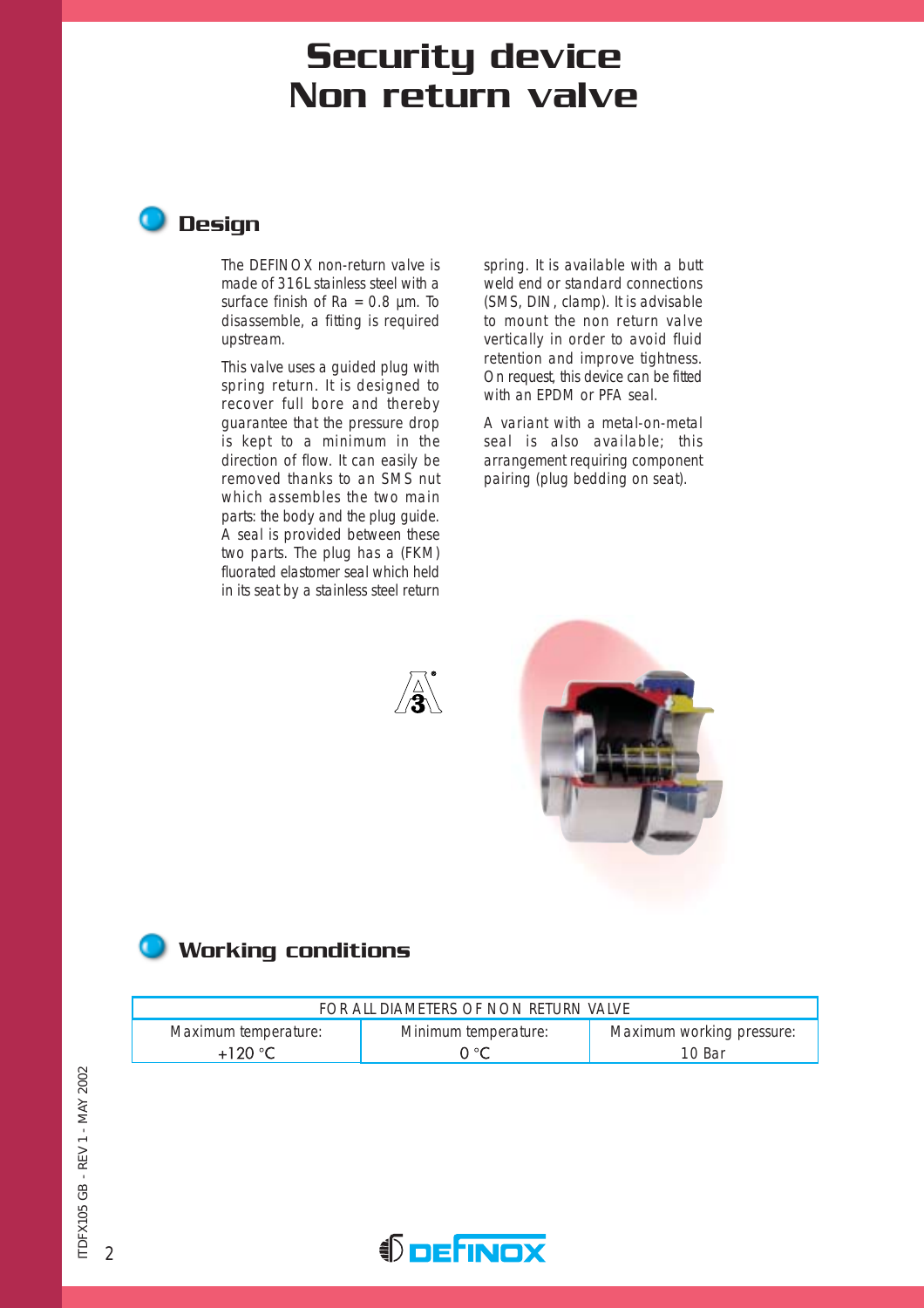# Security device
# Non return valve

## Design

The DEFINOX non-return valve is made of 316L stainless steel with a surface finish of Ra = 0.8 µm. To disassemble, a fitting is required upstream.

This valve uses a guided plug with spring return. It is designed to recover full bore and thereby guarantee that the pressure drop is kept to a minimum in the direction of flow. It can easily be removed thanks to an SMS nut which assembles the two main parts: the body and the plug guide. A seal is provided between these two parts. The plug has a (FKM) fluorated elastomer seal which held in its seat by a stainless steel return spring. It is available with a butt weld end or standard connections (SMS, DIN, clamp). It is advisable to mount the non return valve vertically in order to avoid fluid retention and improve tightness. On request, this device can be fitted with an EPDM or PFA seal.

A variant with a metal-on-metal seal is also available; this arrangement requiring component pairing (plug bedding on seat).

## Working conditions

| FOR ALL DIAMETERS OF NON RETURN VALVE | | |
|---|---|---|
| Maximum temperature: +120 °C | Minimum temperature: 0 °C | Maximum working pressure: 10 Bar |

ITDFX105 GB - REV 1 - MAY 2002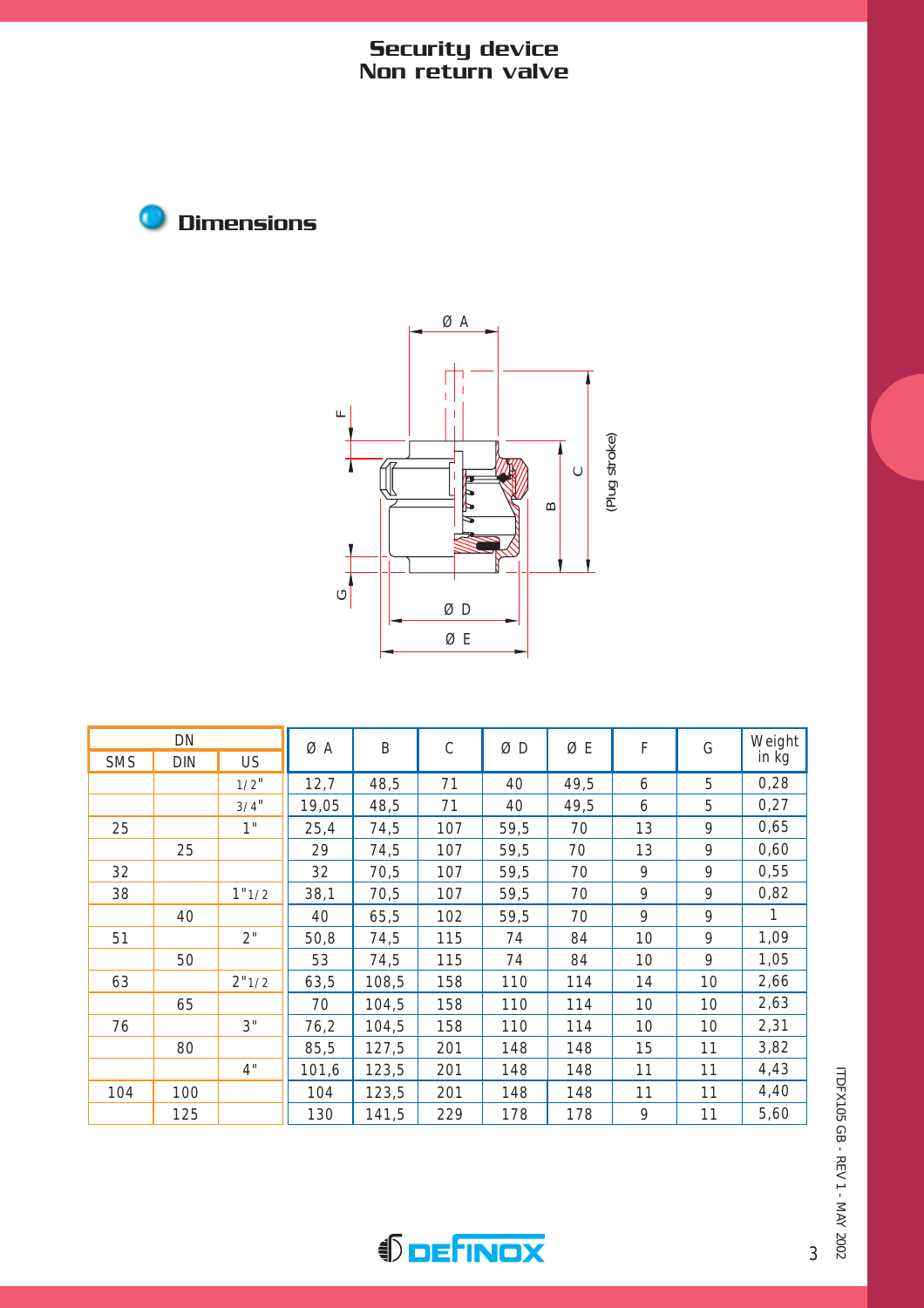# Security device
# Non return valve

## Dimensions

| DN | | | Ø A | B | C | Ø D | Ø E | F | G | Weight in kg |
|---|---|---|---|---|---|---|---|---|---|---|
| SMS | DIN | US | | | | | | | | |
| | | 1/2" | 12,7 | 48,5 | 71 | 40 | 49,5 | 6 | 5 | 0,28 |
| | | 3/4" | 19,05 | 48,5 | 71 | 40 | 49,5 | 6 | 5 | 0,27 |
| 25 | | 1" | 25,4 | 74,5 | 107 | 59,5 | 70 | 13 | 9 | 0,65 |
| | 25 | | 29 | 74,5 | 107 | 59,5 | 70 | 13 | 9 | 0,60 |
| 32 | | | 32 | 70,5 | 107 | 59,5 | 70 | 9 | 9 | 0,55 |
| 38 | | 1"1/2 | 38,1 | 70,5 | 107 | 59,5 | 70 | 9 | 9 | 0,82 |
| | 40 | | 40 | 65,5 | 102 | 59,5 | 70 | 9 | 9 | 1 |
| 51 | | 2" | 50,8 | 74,5 | 115 | 74 | 84 | 10 | 9 | 1,09 |
| | 50 | | 53 | 74,5 | 115 | 74 | 84 | 10 | 9 | 1,05 |
| 63 | | 2"1/2 | 63,5 | 108,5 | 158 | 110 | 114 | 14 | 10 | 2,66 |
| | 65 | | 70 | 104,5 | 158 | 110 | 114 | 10 | 10 | 2,63 |
| 76 | | 3" | 76,2 | 104,5 | 158 | 110 | 114 | 10 | 10 | 2,31 |
| | 80 | | 85,5 | 127,5 | 201 | 148 | 148 | 15 | 11 | 3,82 |
| | | 4" | 101,6 | 123,5 | 201 | 148 | 148 | 11 | 11 | 4,43 |
| 104 | 100 | | 104 | 123,5 | 201 | 148 | 148 | 11 | 11 | 4,40 |
| | 125 | | 130 | 141,5 | 229 | 178 | 178 | 9 | 11 | 5,60 |

ITDFX105 GB - REV 1 - MAY 2002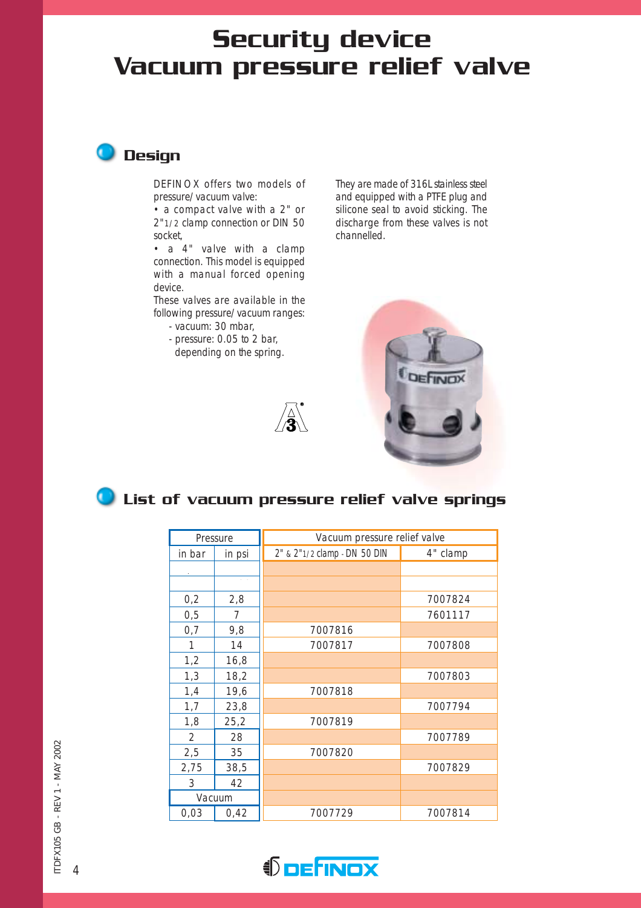# Security device
# Vacuum pressure relief valve

## Design

DEFINOX offers two models of pressure/vacuum valve:

- a compact valve with a 2" or 2"1/2 clamp connection or DIN 50 socket,
- a 4" valve with a clamp connection. This model is equipped with a manual forced opening device.

These valves are available in the following pressure/vacuum ranges:

- vacuum: 30 mbar,
- pressure: 0.05 to 2 bar, depending on the spring.

They are made of 316L stainless steel and equipped with a PTFE plug and silicone seal to avoid sticking. The discharge from these valves is not channelled.

## List of vacuum pressure relief valve springs

| Pressure | | Vacuum pressure relief valve | |
|---|---|---|---|
| in bar | in psi | 2" & 2"1/2 clamp - DN 50 DIN | 4" clamp |
| | | | |
| | | | |
| 0,2 | 2,8 | | 7007824 |
| 0,5 | 7 | | 7601117 |
| 0,7 | 9,8 | 7007816 | |
| 1 | 14 | 7007817 | 7007808 |
| 1,2 | 16,8 | | |
| 1,3 | 18,2 | | 7007803 |
| 1,4 | 19,6 | 7007818 | |
| 1,7 | 23,8 | | 7007794 |
| 1,8 | 25,2 | 7007819 | |
| 2 | 28 | | 7007789 |
| 2,5 | 35 | 7007820 | |
| 2,75 | 38,5 | | 7007829 |
| 3 | 42 | | |
| Vacuum | | | |
| 0,03 | 0,42 | 7007729 | 7007814 |

ITDFX105 GB - REV 1 - MAY 2002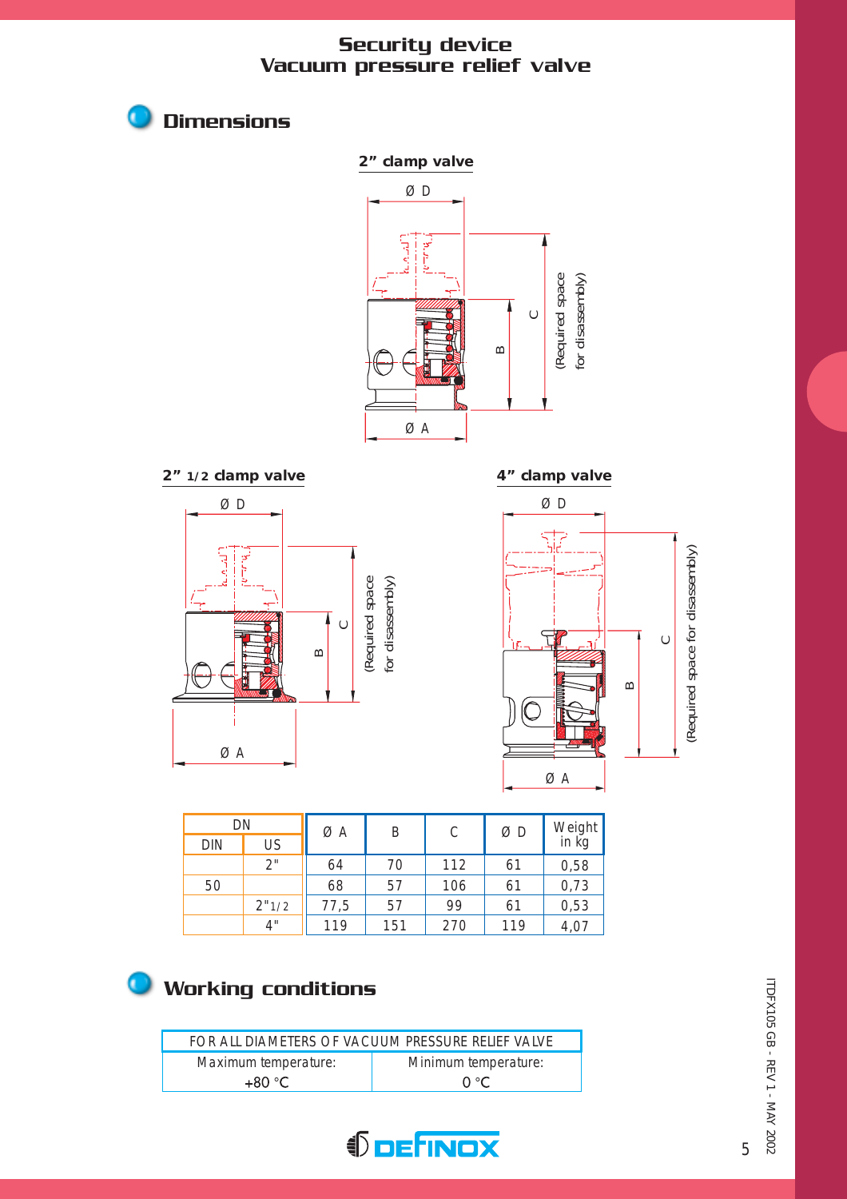# Security device
# Vacuum pressure relief valve

## Dimensions

**2" clamp valve**

**2" 1/2 clamp valve**

**4" clamp valve**

| DN | | Ø A | B | C | Ø D | Weight in kg |
|---|---|---|---|---|---|---|
| DIN | US | | | | | |
| | 2" | 64 | 70 | 112 | 61 | 0,58 |
| 50 | | 68 | 57 | 106 | 61 | 0,73 |
| | 2"1/2 | 77,5 | 57 | 99 | 61 | 0,53 |
| | 4" | 119 | 151 | 270 | 119 | 4,07 |

## Working conditions

| FOR ALL DIAMETERS OF VACUUM PRESSURE RELIEF VALVE | |
|---|---|
| Maximum temperature: +80 °C | Minimum temperature: 0 °C |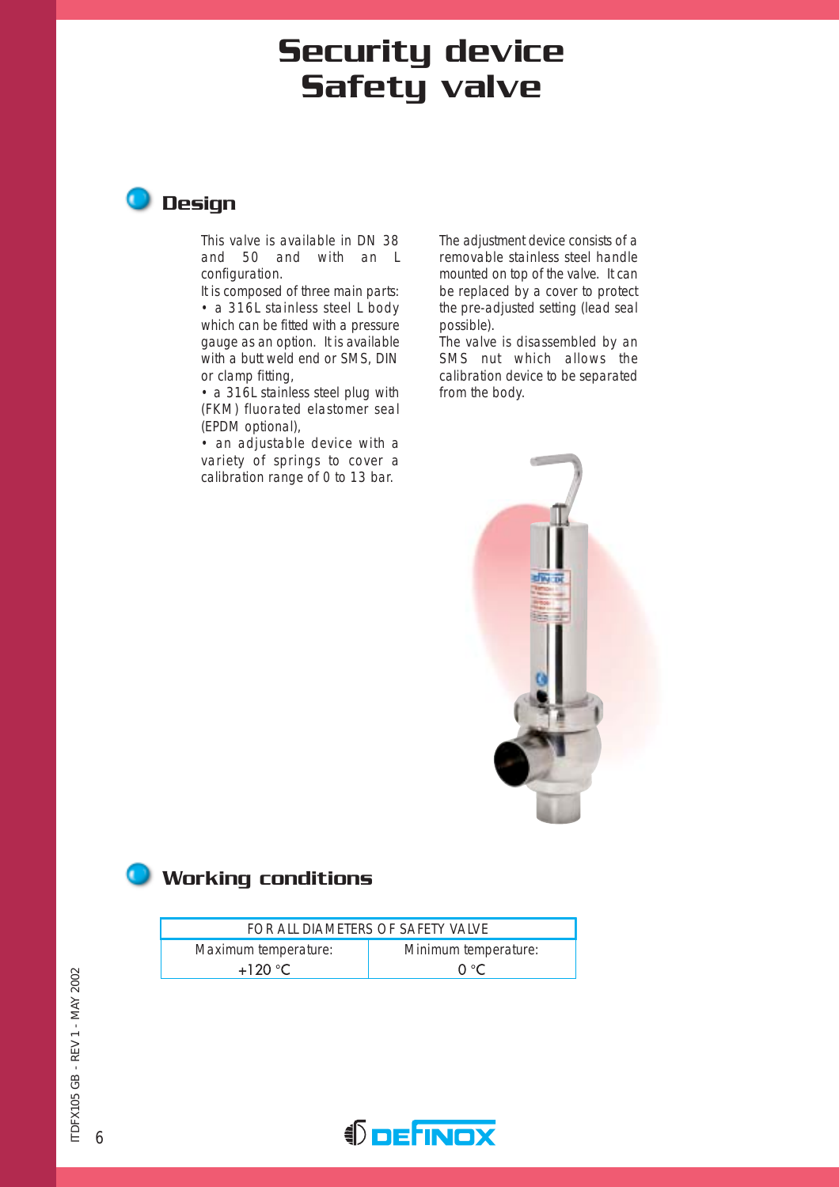# Security device
# Safety valve

## Design

This valve is available in DN 38 and 50 and with an L configuration.

It is composed of three main parts:

• a 316L stainless steel L body which can be fitted with a pressure gauge as an option. It is available with a butt weld end or SMS, DIN or clamp fitting,

• a 316L stainless steel plug with (FKM) fluorated elastomer seal (EPDM optional),

• an adjustable device with a variety of springs to cover a calibration range of 0 to 13 bar.

The adjustment device consists of a removable stainless steel handle mounted on top of the valve. It can be replaced by a cover to protect the pre-adjusted setting (lead seal possible).

The valve is disassembled by an SMS nut which allows the calibration device to be separated from the body.

## Working conditions

| FOR ALL DIAMETERS OF SAFETY VALVE | |
|---|---|
| Maximum temperature: +120 °C | Minimum temperature: 0 °C |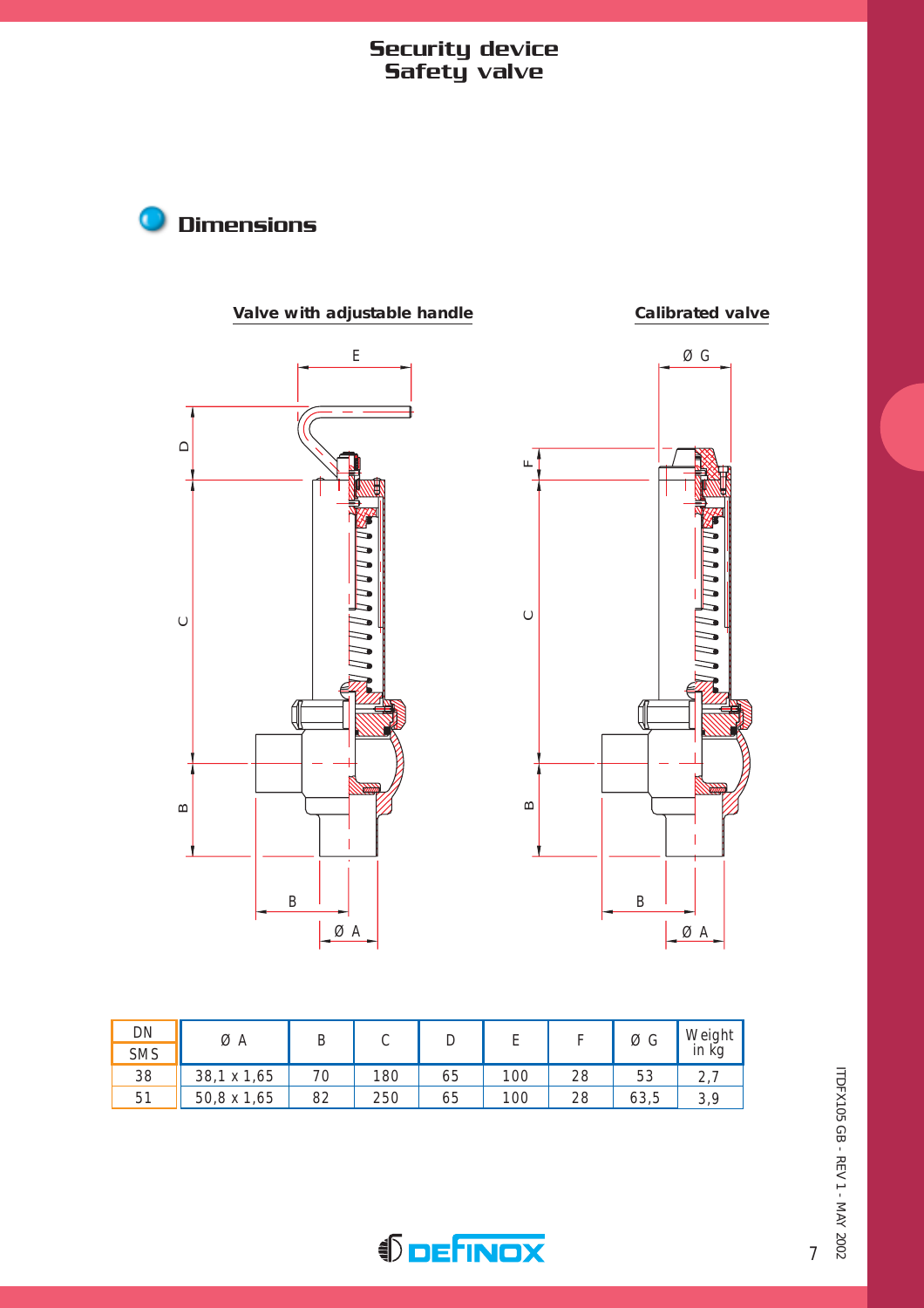# Security device
# Safety valve

## Dimensions

**Valve with adjustable handle** **Calibrated valve**

| DN SMS | Ø A | B | C | D | E | F | Ø G | Weight in kg |
|---|---|---|---|---|---|---|---|---|
| 38 | 38,1 x 1,65 | 70 | 180 | 65 | 100 | 28 | 53 | 2,7 |
| 51 | 50,8 x 1,65 | 82 | 250 | 65 | 100 | 28 | 63,5 | 3,9 |

ITDFX105 GB - REV 1 - MAY 2002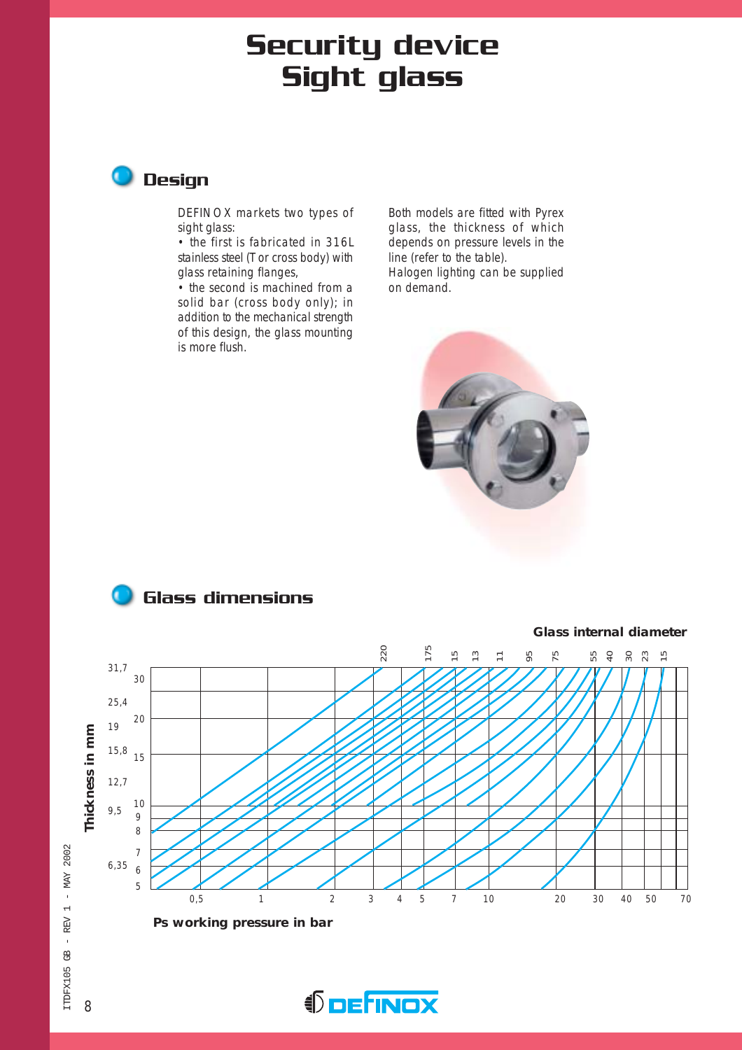# Security device
# Sight glass

## Design

DEFINOX markets two types of sight glass:

- the first is fabricated in 316L stainless steel (T or cross body) with glass retaining flanges,
- the second is machined from a solid bar (cross body only); in addition to the mechanical strength of this design, the glass mounting is more flush.

Both models are fitted with Pyrex glass, the thickness of which depends on pressure levels in the line (refer to the table).
Halogen lighting can be supplied on demand.

## Glass dimensions

Glass internal diameter

220 175 15 13 11 95 75 55 40 30 23 15

Thickness in mm

31,7 25,4 19 15,8 12,7 9,5 6,35

30 20 15 10 9 8 7 6 5

0,5 1 2 3 4 5 7 10 20 30 40 50 70

Ps working pressure in bar

ITDFX105 GB - REV 1 - MAY 2002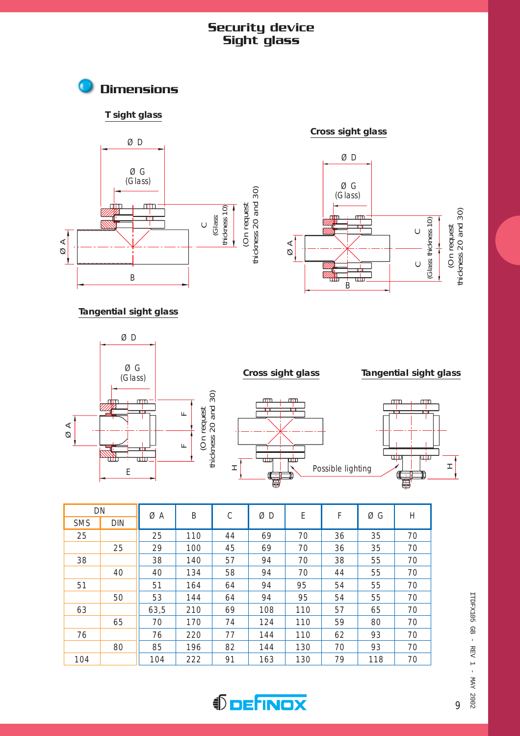# Security device
# Sight glass

## Dimensions

### T sight glass

### Cross sight glass

### Tangential sight glass

### Cross sight glass

### Tangential sight glass

Possible lighting

| DN | | ØA | B | C | ØD | E | F | ØG | H |
|---|---|---|---|---|---|---|---|---|---|
| SMS | DIN | | | | | | | | |
| 25 | | 25 | 110 | 44 | 69 | 70 | 36 | 35 | 70 |
| | 25 | 29 | 100 | 45 | 69 | 70 | 36 | 35 | 70 |
| 38 | | 38 | 140 | 57 | 94 | 70 | 38 | 55 | 70 |
| | 40 | 40 | 134 | 58 | 94 | 70 | 44 | 55 | 70 |
| 51 | | 51 | 164 | 64 | 94 | 95 | 54 | 55 | 70 |
| | 50 | 53 | 144 | 64 | 94 | 95 | 54 | 55 | 70 |
| 63 | | 63,5 | 210 | 69 | 108 | 110 | 57 | 65 | 70 |
| | 65 | 70 | 170 | 74 | 124 | 110 | 59 | 80 | 70 |
| 76 | | 76 | 220 | 77 | 144 | 110 | 62 | 93 | 70 |
| | 80 | 85 | 196 | 82 | 144 | 130 | 70 | 93 | 70 |
| 104 | | 104 | 222 | 91 | 163 | 130 | 79 | 118 | 70 |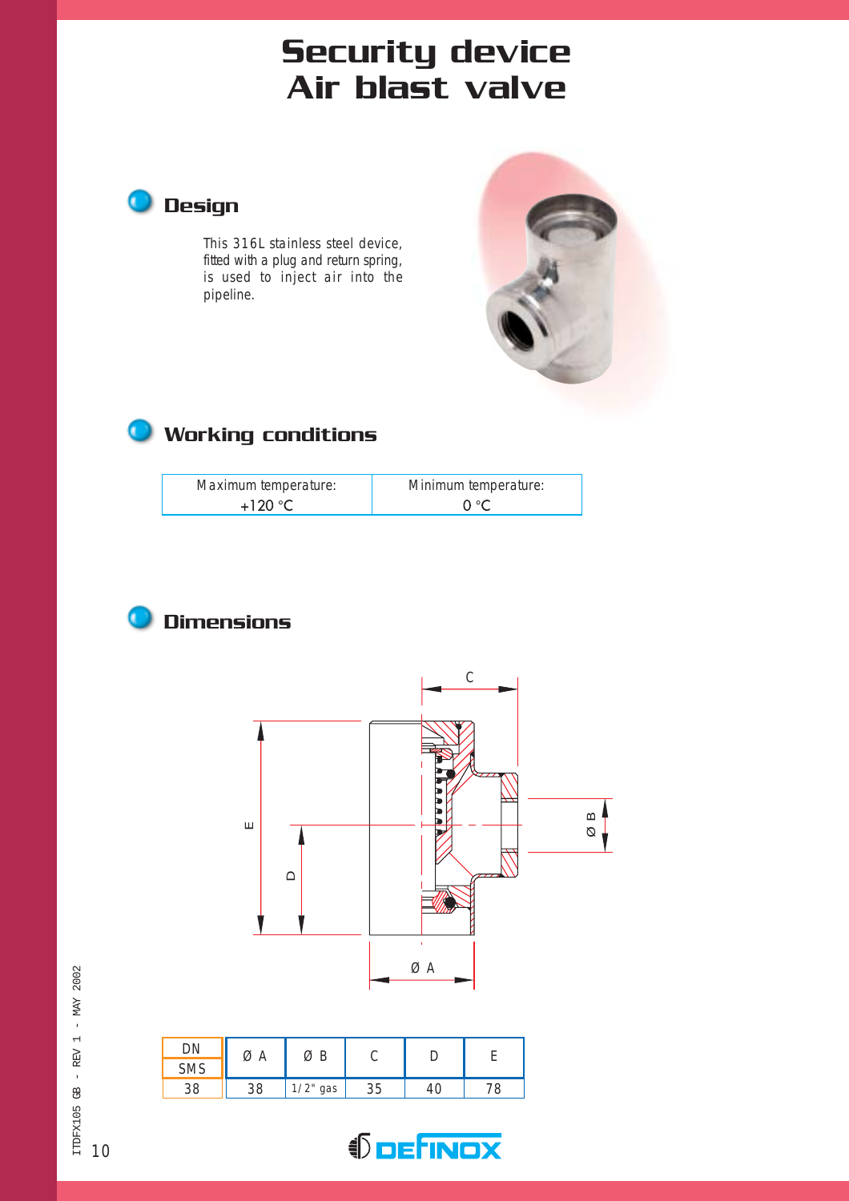# Security device
# Air blast valve

## Design

This 316L stainless steel device, fitted with a plug and return spring, is used to inject air into the pipeline.

## Working conditions

| Maximum temperature: +120 °C | Minimum temperature: 0 °C |
|---|---|

## Dimensions

| DN SMS | Ø A | Ø B | C | D | E |
|---|---|---|---|---|---|
| 38 | 38 | 1/2" gas | 35 | 40 | 78 |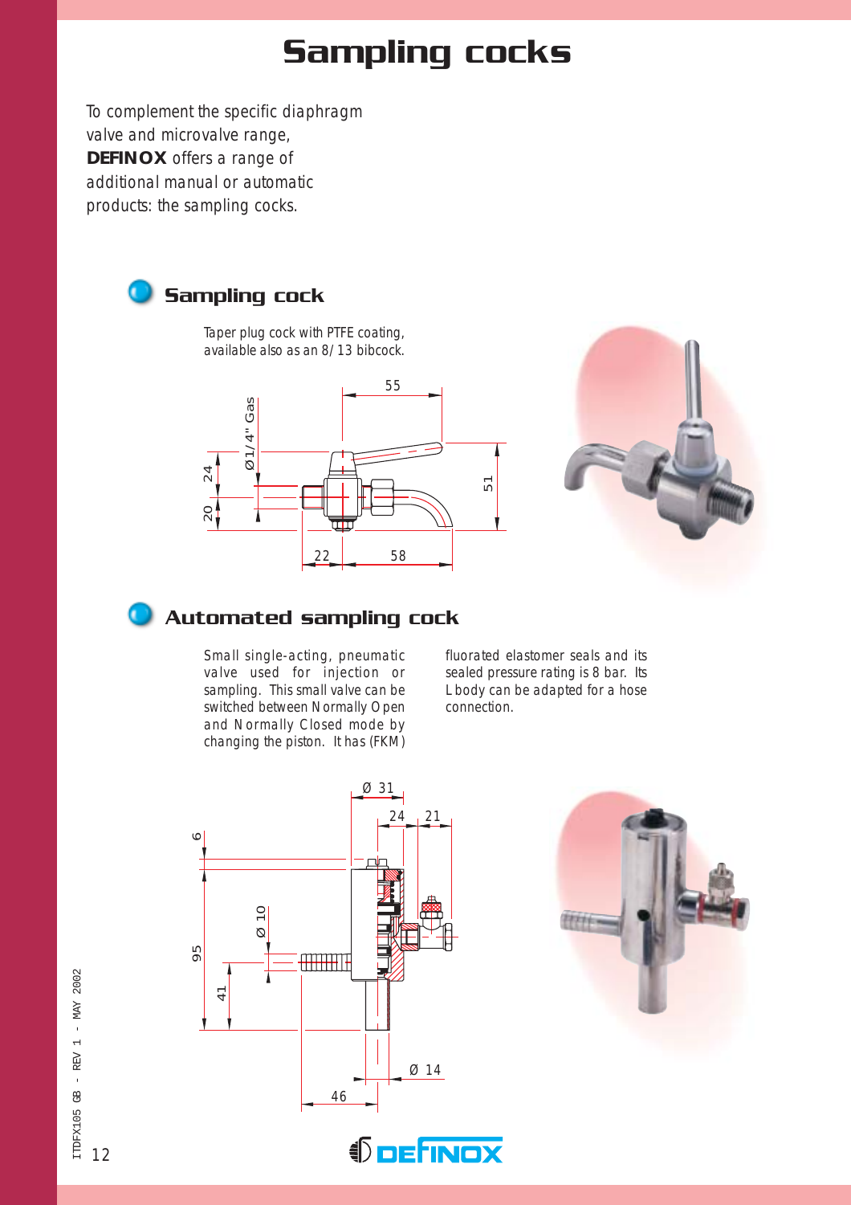# Sampling cocks

To complement the specific diaphragm valve and microvalve range, **DEFINOX** offers a range of additional manual or automatic products: the sampling cocks.

## Sampling cock

Taper plug cock with PTFE coating, available also as an 8/13 bibcock.

55

Ø1/4" Gas

24

20

51

22

58

## Automated sampling cock

Small single-acting, pneumatic valve used for injection or sampling. This small valve can be switched between Normally Open and Normally Closed mode by changing the piston. It has (FKM) fluorated elastomer seals and its sealed pressure rating is 8 bar. Its L body can be adapted for a hose connection.

Ø 31

24

21

6

Ø 10

95

41

Ø 14

46